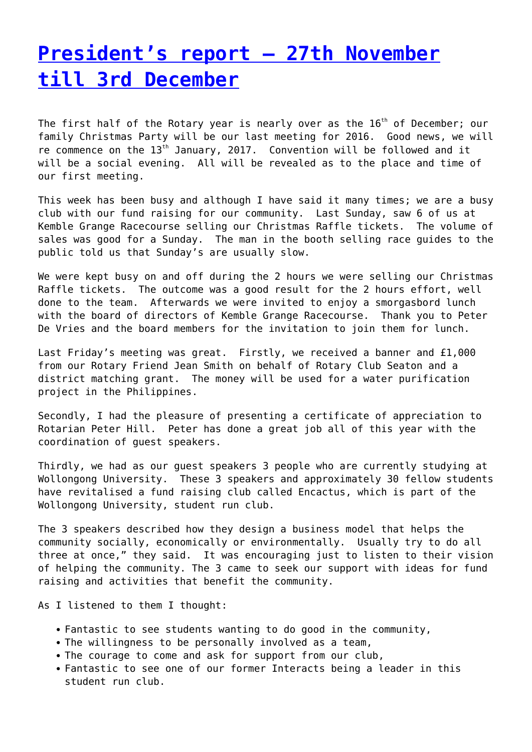# President's report – 27th November till 3rd December

The first half of the Rotary year is nearly over as the 16th of December; our family Christmas Party will be our last meeting for 2016. Good news, we will re commence on the 13th January, 2017. Convention will be followed and it will be a social evening. All will be revealed as to the place and time of our first meeting.

This week has been busy and although I have said it many times; we are a busy club with our fund raising for our community. Last Sunday, saw 6 of us at Kemble Grange Racecourse selling our Christmas Raffle tickets. The volume of sales was good for a Sunday. The man in the booth selling race guides to the public told us that Sunday's are usually slow.

We were kept busy on and off during the 2 hours we were selling our Christmas Raffle tickets. The outcome was a good result for the 2 hours effort, well done to the team. Afterwards we were invited to enjoy a smorgasbord lunch with the board of directors of Kemble Grange Racecourse. Thank you to Peter De Vries and the board members for the invitation to join them for lunch.

Last Friday's meeting was great. Firstly, we received a banner and £1,000 from our Rotary Friend Jean Smith on behalf of Rotary Club Seaton and a district matching grant. The money will be used for a water purification project in the Philippines.

Secondly, I had the pleasure of presenting a certificate of appreciation to Rotarian Peter Hill. Peter has done a great job all of this year with the coordination of guest speakers.

Thirdly, we had as our guest speakers 3 people who are currently studying at Wollongong University. These 3 speakers and approximately 30 fellow students have revitalised a fund raising club called Encactus, which is part of the Wollongong University, student run club.

The 3 speakers described how they design a business model that helps the community socially, economically or environmentally. Usually try to do all three at once," they said. It was encouraging just to listen to their vision of helping the community. The 3 came to seek our support with ideas for fund raising and activities that benefit the community.

As I listened to them I thought:

- Fantastic to see students wanting to do good in the community,
- The willingness to be personally involved as a team,
- The courage to come and ask for support from our club,
- Fantastic to see one of our former Interacts being a leader in this student run club.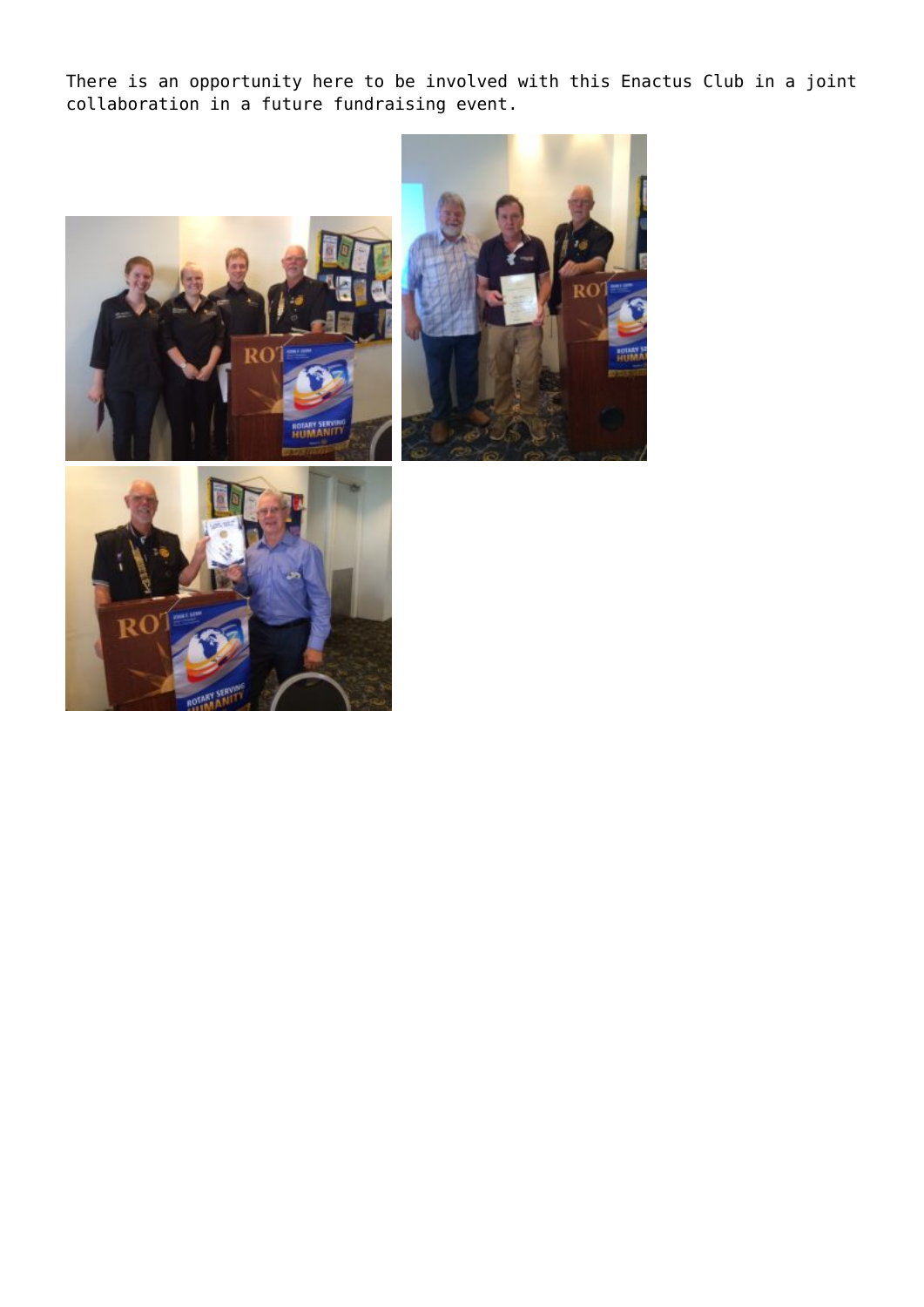There is an opportunity here to be involved with this Enactus Club in a joint collaboration in a future fundraising event.